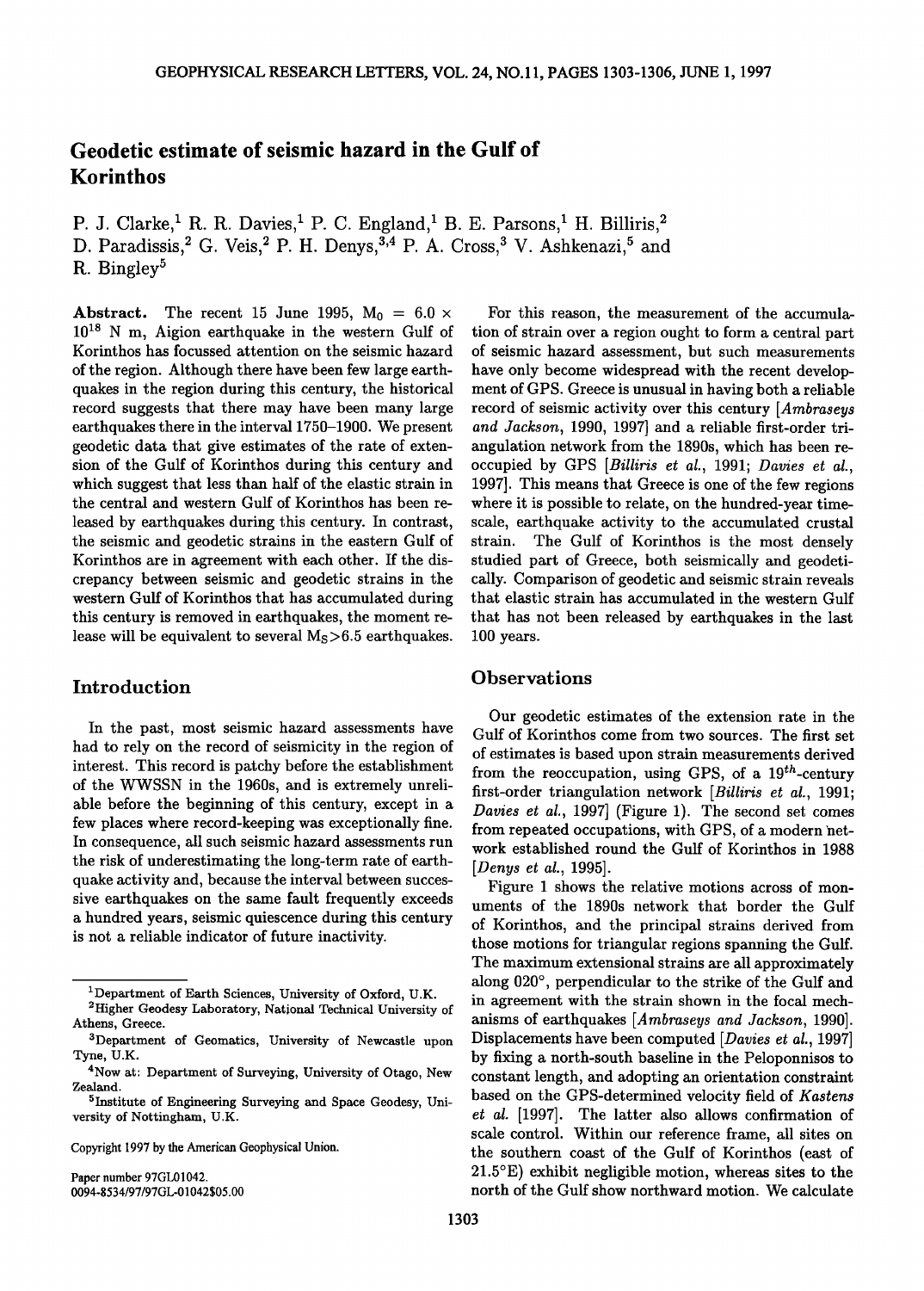# Geodetic estimate of seismic hazard in the Gulf of Korinthos

P. J. Clarke,[1] R. R. Davies,[1] P. C. England,[1] B. E. Parsons,[1] H. Billiris,[2] D. Paradissis,[2] G. Veis,[2] P. H. Denys,[3,4] P. A. Cross,[3] V. Ashkenazi,[5] and R. Bingley[5]

**Abstract.** The recent 15 June 1995, $M_0 = 6.0 \times 10^{18}$ N m, Aigion earthquake in the western Gulf of Korinthos has focussed attention on the seismic hazard of the region. Although there have been few large earthquakes in the region during this century, the historical record suggests that there may have been many large earthquakes there in the interval 1750–1900. We present geodetic data that give estimates of the rate of extension of the Gulf of Korinthos during this century and which suggest that less than half of the elastic strain in the central and western Gulf of Korinthos has been released by earthquakes during this century. In contrast, the seismic and geodetic strains in the eastern Gulf of Korinthos are in agreement with each other. If the discrepancy between seismic and geodetic strains in the western Gulf of Korinthos that has accumulated during this century is removed in earthquakes, the moment release will be equivalent to several $M_S$>6.5 earthquakes.

## Introduction

In the past, most seismic hazard assessments have had to rely on the record of seismicity in the region of interest. This record is patchy before the establishment of the WWSSN in the 1960s, and is extremely unreliable before the beginning of this century, except in a few places where record-keeping was exceptionally fine. In consequence, all such seismic hazard assessments run the risk of underestimating the long-term rate of earthquake activity and, because the interval between successive earthquakes on the same fault frequently exceeds a hundred years, seismic quiescence during this century is not a reliable indicator of future inactivity.

[1]Department of Earth Sciences, University of Oxford, U.K.

[2]Higher Geodesy Laboratory, National Technical University of Athens, Greece.

[3]Department of Geomatics, University of Newcastle upon Tyne, U.K.

[4]Now at: Department of Surveying, University of Otago, New Zealand.

[5]Institute of Engineering Surveying and Space Geodesy, University of Nottingham, U.K.

Copyright 1997 by the American Geophysical Union.

Paper number 97GL01042.
0094-8534/97/97GL-01042$05.00

For this reason, the measurement of the accumulation of strain over a region ought to form a central part of seismic hazard assessment, but such measurements have only become widespread with the recent development of GPS. Greece is unusual in having both a reliable record of seismic activity over this century [*Ambraseys and Jackson*, 1990, 1997] and a reliable first-order triangulation network from the 1890s, which has been reoccupied by GPS [*Billiris et al.*, 1991; *Davies et al.*, 1997]. This means that Greece is one of the few regions where it is possible to relate, on the hundred-year timescale, earthquake activity to the accumulated crustal strain. The Gulf of Korinthos is the most densely studied part of Greece, both seismically and geodetically. Comparison of geodetic and seismic strain reveals that elastic strain has accumulated in the western Gulf that has not been released by earthquakes in the last 100 years.

## Observations

Our geodetic estimates of the extension rate in the Gulf of Korinthos come from two sources. The first set of estimates is based upon strain measurements derived from the reoccupation, using GPS, of a $19^{th}$-century first-order triangulation network [*Billiris et al.*, 1991; *Davies et al.*, 1997] (Figure 1). The second set comes from repeated occupations, with GPS, of a modern network established round the Gulf of Korinthos in 1988 [*Denys et al.*, 1995].

Figure 1 shows the relative motions across of monuments of the 1890s network that border the Gulf of Korinthos, and the principal strains derived from those motions for triangular regions spanning the Gulf. The maximum extensional strains are all approximately along 020°, perpendicular to the strike of the Gulf and in agreement with the strain shown in the focal mechanisms of earthquakes [*Ambraseys and Jackson*, 1990]. Displacements have been computed [*Davies et al.*, 1997] by fixing a north-south baseline in the Peloponnisos to constant length, and adopting an orientation constraint based on the GPS-determined velocity field of *Kastens et al.* [1997]. The latter also allows confirmation of scale control. Within our reference frame, all sites on the southern coast of the Gulf of Korinthos (east of 21.5°E) exhibit negligible motion, whereas sites to the north of the Gulf show northward motion. We calculate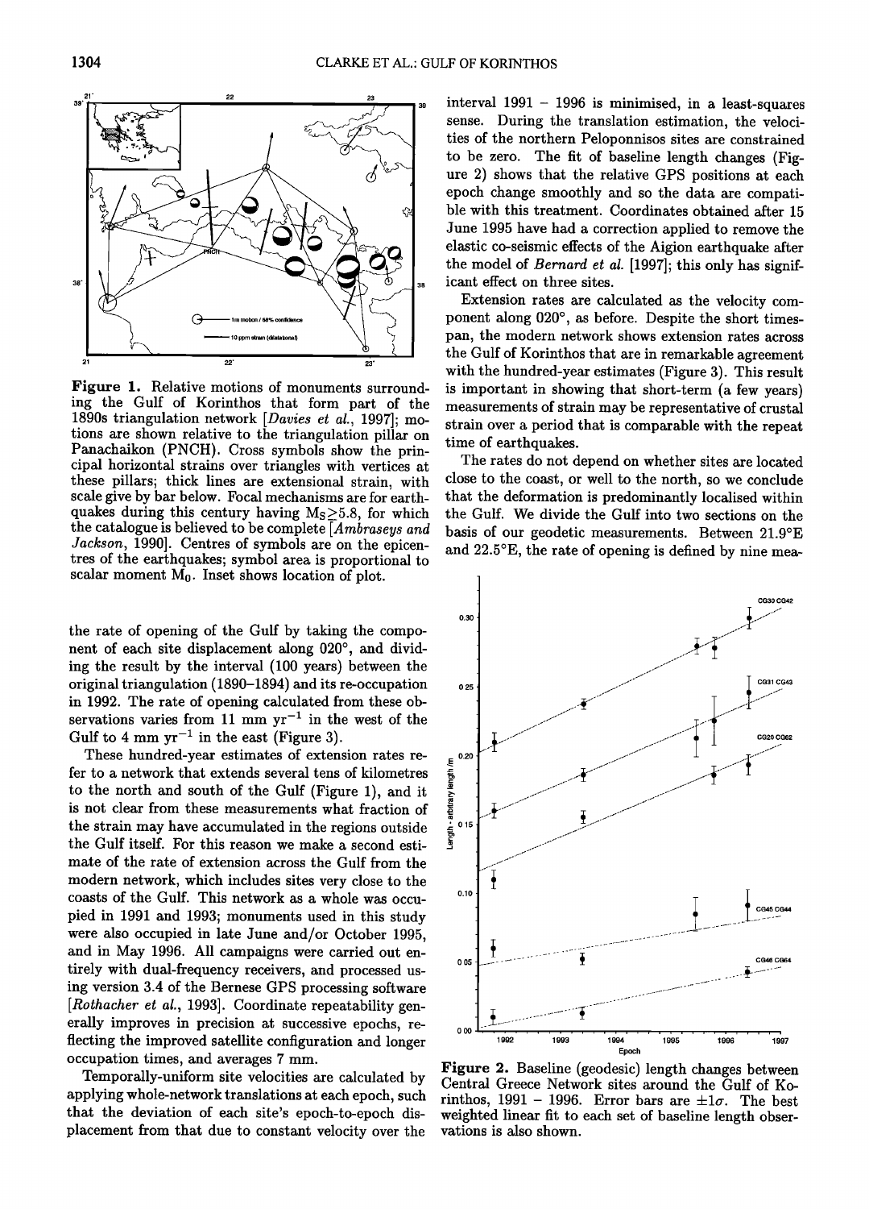Figure 1. Relative motions of monuments surrounding the Gulf of Korinthos that form part of the 1890s triangulation network [*Davies et al.*, 1997]; motions are shown relative to the triangulation pillar on Panachaikon (PNCH). Cross symbols show the principal horizontal strains over triangles with vertices at these pillars; thick lines are extensional strain, with scale give by bar below. Focal mechanisms are for earthquakes during this century having $M_S \geq 5.8$, for which the catalogue is believed to be complete [*Ambraseys and Jackson*, 1990]. Centres of symbols are on the epicentres of the earthquakes; symbol area is proportional to scalar moment $M_0$. Inset shows location of plot.

the rate of opening of the Gulf by taking the component of each site displacement along 020°, and dividing the result by the interval (100 years) between the original triangulation (1890–1894) and its re-occupation in 1992. The rate of opening calculated from these observations varies from 11 mm $\text{yr}^{-1}$ in the west of the Gulf to 4 mm $\text{yr}^{-1}$ in the east (Figure 3).

These hundred-year estimates of extension rates refer to a network that extends several tens of kilometres to the north and south of the Gulf (Figure 1), and it is not clear from these measurements what fraction of the strain may have accumulated in the regions outside the Gulf itself. For this reason we make a second estimate of the rate of extension across the Gulf from the modern network, which includes sites very close to the coasts of the Gulf. This network as a whole was occupied in 1991 and 1993; monuments used in this study were also occupied in late June and/or October 1995, and in May 1996. All campaigns were carried out entirely with dual-frequency receivers, and processed using version 3.4 of the Bernese GPS processing software [*Rothacher et al.*, 1993]. Coordinate repeatability generally improves in precision at successive epochs, reflecting the improved satellite configuration and longer occupation times, and averages 7 mm.

Temporally-uniform site velocities are calculated by applying whole-network translations at each epoch, such that the deviation of each site's epoch-to-epoch displacement from that due to constant velocity over the interval 1991 – 1996 is minimised, in a least-squares sense. During the translation estimation, the velocities of the northern Peloponnisos sites are constrained to be zero. The fit of baseline length changes (Figure 2) shows that the relative GPS positions at each epoch change smoothly and so the data are compatible with this treatment. Coordinates obtained after 15 June 1995 have had a correction applied to remove the elastic co-seismic effects of the Aigion earthquake after the model of *Bernard et al.* [1997]; this only has significant effect on three sites.

Extension rates are calculated as the velocity component along 020°, as before. Despite the short timespan, the modern network shows extension rates across the Gulf of Korinthos that are in remarkable agreement with the hundred-year estimates (Figure 3). This result is important in showing that short-term (a few years) measurements of strain may be representative of crustal strain over a period that is comparable with the repeat time of earthquakes.

The rates do not depend on whether sites are located close to the coast, or well to the north, so we conclude that the deformation is predominantly localised within the Gulf. We divide the Gulf into two sections on the basis of our geodetic measurements. Between 21.9°E and 22.5°E, the rate of opening is defined by nine mea-

Figure 2. Baseline (geodesic) length changes between Central Greece Network sites around the Gulf of Korinthos, 1991 – 1996. Error bars are $\pm 1\sigma$. The best weighted linear fit to each set of baseline length observations is also shown.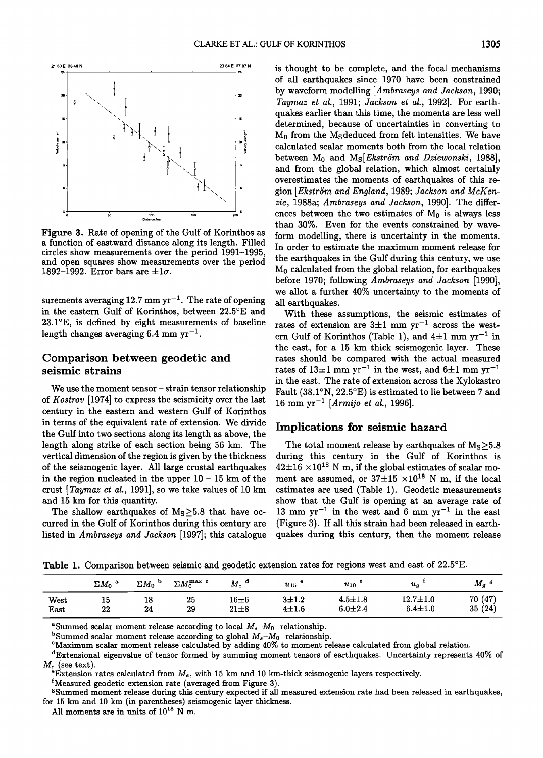Figure 3. Rate of opening of the Gulf of Korinthos as a function of eastward distance along its length. Filled circles show measurements over the period 1991–1995, and open squares show measurements over the period 1892–1992. Error bars are $\pm 1\sigma$.

surements averaging 12.7 mm yr$^{-1}$. The rate of opening in the eastern Gulf of Korinthos, between 22.5°E and 23.1°E, is defined by eight measurements of baseline length changes averaging 6.4 mm yr$^{-1}$.

## Comparison between geodetic and seismic strains

We use the moment tensor – strain tensor relationship of *Kostrov* [1974] to express the seismicity over the last century in the eastern and western Gulf of Korinthos in terms of the equivalent rate of extension. We divide the Gulf into two sections along its length as above, the length along strike of each section being 56 km. The vertical dimension of the region is given by the thickness of the seismogenic layer. All large crustal earthquakes in the region nucleated in the upper 10 – 15 km of the crust [*Taymaz et al.*, 1991], so we take values of 10 km and 15 km for this quantity.

The shallow earthquakes of $M_S \geq 5.8$ that have occurred in the Gulf of Korinthos during this century are listed in *Ambraseys and Jackson* [1997]; this catalogue is thought to be complete, and the focal mechanisms of all earthquakes since 1970 have been constrained by waveform modelling [*Ambraseys and Jackson*, 1990; *Taymaz et al.*, 1991; *Jackson et al.*, 1992]. For earthquakes earlier than this time, the moments are less well determined, because of uncertainties in converting to $M_0$ from the $M_S$ deduced from felt intensities. We have calculated scalar moments both from the local relation between $M_0$ and $M_S$ [*Ekström and Dziewonski*, 1988], and from the global relation, which almost certainly overestimates the moments of earthquakes of this region [*Ekström and England*, 1989; *Jackson and McKenzie*, 1988a; *Ambraseys and Jackson*, 1990]. The differences between the two estimates of $M_0$ is always less than 30%. Even for the events constrained by waveform modelling, there is uncertainty in the moments. In order to estimate the maximum moment release for the earthquakes in the Gulf during this century, we use $M_0$ calculated from the global relation, for earthquakes before 1970; following *Ambraseys and Jackson* [1990], we allot a further 40% uncertainty to the moments of all earthquakes.

With these assumptions, the seismic estimates of rates of extension are $3\pm1$ mm yr$^{-1}$ across the western Gulf of Korinthos (Table 1), and $4\pm1$ mm yr$^{-1}$ in the east, for a 15 km thick seismogenic layer. These rates should be compared with the actual measured rates of $13\pm1$ mm yr$^{-1}$ in the west, and $6\pm1$ mm yr$^{-1}$ in the east. The rate of extension across the Xylokastro Fault (38.1°N, 22.5°E) is estimated to lie between 7 and 16 mm yr$^{-1}$ [*Armijo et al.*, 1996].

## Implications for seismic hazard

The total moment release by earthquakes of $M_S \geq 5.8$ during this century in the Gulf of Korinthos is $42\pm16 \times 10^{18}$ N m, if the global estimates of scalar moment are assumed, or $37\pm15 \times 10^{18}$ N m, if the local estimates are used (Table 1). Geodetic measurements show that the Gulf is opening at an average rate of 13 mm yr$^{-1}$ in the west and 6 mm yr$^{-1}$ in the east (Figure 3). If all this strain had been released in earthquakes during this century, then the moment release

**Table 1.** Comparison between seismic and geodetic extension rates for regions west and east of 22.5°E.

| | $\Sigma M_0$ [a] | $\Sigma M_0$ [b] | $\Sigma M_0^{max}$ [c] | $M_e$ [d] | $u_{15}$ [e] | $u_{10}$ [e] | $u_g$ [f] | $M_g$ [g] |
|---|---|---|---|---|---|---|---|---|
| West | 15 | 18 | 25 | $16\pm6$ | $3\pm1.2$ | $4.5\pm1.8$ | $12.7\pm1.0$ | 70 (47) |
| East | 22 | 24 | 29 | $21\pm8$ | $4\pm1.6$ | $6.0\pm2.4$ | $6.4\pm1.0$ | 35 (24) |

[a]Summed scalar moment release according to local $M_s$–$M_0$ relationship.
[b]Summed scalar moment release according to global $M_s$–$M_0$ relationship.
[c]Maximum scalar moment release calculated by adding 40% to moment release calculated from global relation.
[d]Extensional eigenvalue of tensor formed by summing moment tensors of earthquakes. Uncertainty represents 40% of $M_e$ (see text).
[e]Extension rates calculated from $M_e$, with 15 km and 10 km-thick seismogenic layers respectively.
[f]Measured geodetic extension rate (averaged from Figure 3).
[g]Summed moment release during this century expected if all measured extension rate had been released in earthquakes, for 15 km and 10 km (in parentheses) seismogenic layer thickness.
All moments are in units of $10^{18}$ N m.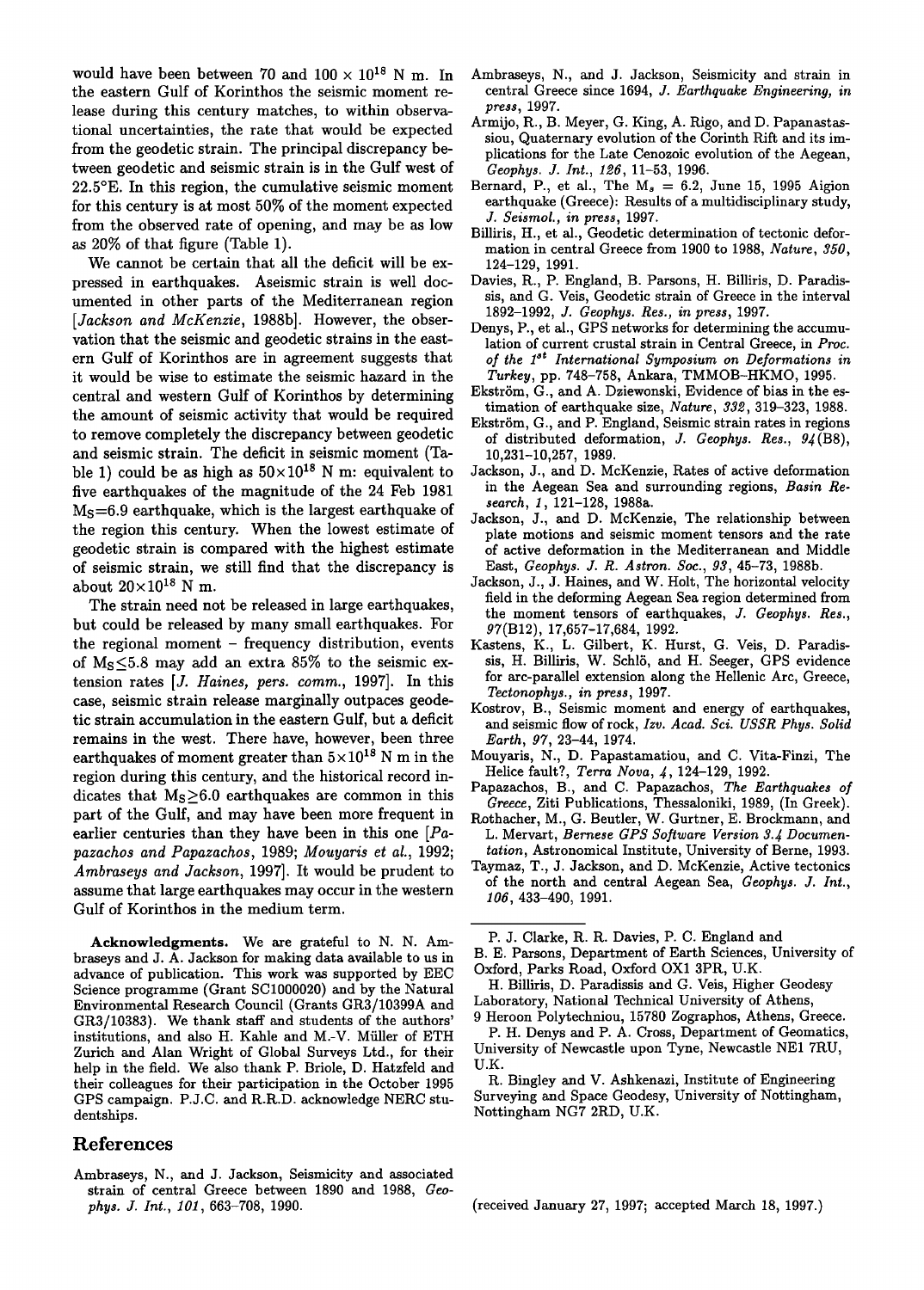would have been between 70 and $100 \times 10^{18}$ N m. In the eastern Gulf of Korinthos the seismic moment release during this century matches, to within observational uncertainties, the rate that would be expected from the geodetic strain. The principal discrepancy between geodetic and seismic strain is in the Gulf west of 22.5°E. In this region, the cumulative seismic moment for this century is at most 50% of the moment expected from the observed rate of opening, and may be as low as 20% of that figure (Table 1).

We cannot be certain that all the deficit will be expressed in earthquakes. Aseismic strain is well documented in other parts of the Mediterranean region [*Jackson and McKenzie*, 1988b]. However, the observation that the seismic and geodetic strains in the eastern Gulf of Korinthos are in agreement suggests that it would be wise to estimate the seismic hazard in the central and western Gulf of Korinthos by determining the amount of seismic activity that would be required to remove completely the discrepancy between geodetic and seismic strain. The deficit in seismic moment (Table 1) could be as high as $50\times10^{18}$ N m: equivalent to five earthquakes of the magnitude of the 24 Feb 1981 $M_S$=6.9 earthquake, which is the largest earthquake of the region this century. When the lowest estimate of geodetic strain is compared with the highest estimate of seismic strain, we still find that the discrepancy is about $20\times10^{18}$ N m.

The strain need not be released in large earthquakes, but could be released by many small earthquakes. For the regional moment – frequency distribution, events of $M_S \leq 5.8$ may add an extra 85% to the seismic extension rates [*J. Haines, pers. comm.*, 1997]. In this case, seismic strain release marginally outpaces geodetic strain accumulation in the eastern Gulf, but a deficit remains in the west. There have, however, been three earthquakes of moment greater than $5\times10^{18}$ N m in the region during this century, and the historical record indicates that $M_S \geq 6.0$ earthquakes are common in this part of the Gulf, and may have been more frequent in earlier centuries than they have been in this one [*Papazachos and Papazachos*, 1989; *Mouyaris et al.*, 1992; *Ambraseys and Jackson*, 1997]. It would be prudent to assume that large earthquakes may occur in the western Gulf of Korinthos in the medium term.

**Acknowledgments.** We are grateful to N. N. Ambraseys and J. A. Jackson for making data available to us in advance of publication. This work was supported by EEC Science programme (Grant SC1000020) and by the Natural Environmental Research Council (Grants GR3/10399A and GR3/10383). We thank staff and students of the authors' institutions, and also H. Kahle and M.-V. Müller of ETH Zurich and Alan Wright of Global Surveys Ltd., for their help in the field. We also thank P. Briole, D. Hatzfeld and their colleagues for their participation in the October 1995 GPS campaign. P.J.C. and R.R.D. acknowledge NERC studentships.

## References

Ambraseys, N., and J. Jackson, Seismicity and associated strain of central Greece between 1890 and 1988, *Geophys. J. Int.*, *101*, 663–708, 1990.

Ambraseys, N., and J. Jackson, Seismicity and strain in central Greece since 1694, *J. Earthquake Engineering, in press*, 1997.

Armijo, R., B. Meyer, G. King, A. Rigo, and D. Papanastassiou, Quaternary evolution of the Corinth Rift and its implications for the Late Cenozoic evolution of the Aegean, *Geophys. J. Int.*, *126*, 11–53, 1996.

Bernard, P., et al., The $M_s$ = 6.2, June 15, 1995 Aigion earthquake (Greece): Results of a multidisciplinary study, *J. Seismol., in press*, 1997.

Billiris, H., et al., Geodetic determination of tectonic deformation in central Greece from 1900 to 1988, *Nature*, *350*, 124–129, 1991.

Davies, R., P. England, B. Parsons, H. Billiris, D. Paradissis, and G. Veis, Geodetic strain of Greece in the interval 1892–1992, *J. Geophys. Res., in press*, 1997.

Denys, P., et al., GPS networks for determining the accumulation of current crustal strain in Central Greece, in *Proc. of the 1st International Symposium on Deformations in Turkey*, pp. 748–758, Ankara, TMMOB–HKMO, 1995.

Ekström, G., and A. Dziewonski, Evidence of bias in the estimation of earthquake size, *Nature*, *332*, 319–323, 1988.

Ekström, G., and P. England, Seismic strain rates in regions of distributed deformation, *J. Geophys. Res.*, *94*(B8), 10,231–10,257, 1989.

Jackson, J., and D. McKenzie, Rates of active deformation in the Aegean Sea and surrounding regions, *Basin Research*, *1*, 121–128, 1988a.

Jackson, J., and D. McKenzie, The relationship between plate motions and seismic moment tensors and the rate of active deformation in the Mediterranean and Middle East, *Geophys. J. R. Astron. Soc.*, *93*, 45–73, 1988b.

Jackson, J., J. Haines, and W. Holt, The horizontal velocity field in the deforming Aegean Sea region determined from the moment tensors of earthquakes, *J. Geophys. Res.*, *97*(B12), 17,657–17,684, 1992.

Kastens, K., L. Gilbert, K. Hurst, G. Veis, D. Paradissis, H. Billiris, W. Schlö, and H. Seeger, GPS evidence for arc-parallel extension along the Hellenic Arc, Greece, *Tectonophys., in press*, 1997.

Kostrov, B., Seismic moment and energy of earthquakes, and seismic flow of rock, *Izv. Acad. Sci. USSR Phys. Solid Earth*, *97*, 23–44, 1974.

Mouyaris, N., D. Papastamatiou, and C. Vita-Finzi, The Helice fault?, *Terra Nova*, *4*, 124–129, 1992.

Papazachos, B., and C. Papazachos, *The Earthquakes of Greece*, Ziti Publications, Thessaloniki, 1989, (In Greek).

Rothacher, M., G. Beutler, W. Gurtner, E. Brockmann, and L. Mervart, *Bernese GPS Software Version 3.4 Documentation*, Astronomical Institute, University of Berne, 1993.

Taymaz, T., J. Jackson, and D. McKenzie, Active tectonics of the north and central Aegean Sea, *Geophys. J. Int.*, *106*, 433–490, 1991.

P. J. Clarke, R. R. Davies, P. C. England and B. E. Parsons, Department of Earth Sciences, University of Oxford, Parks Road, Oxford OX1 3PR, U.K.

H. Billiris, D. Paradissis and G. Veis, Higher Geodesy Laboratory, National Technical University of Athens, 9 Heroon Polytechniou, 15780 Zographos, Athens, Greece.

P. H. Denys and P. A. Cross, Department of Geomatics, University of Newcastle upon Tyne, Newcastle NE1 7RU, U.K.

R. Bingley and V. Ashkenazi, Institute of Engineering Surveying and Space Geodesy, University of Nottingham, Nottingham NG7 2RD, U.K.

(received January 27, 1997; accepted March 18, 1997.)